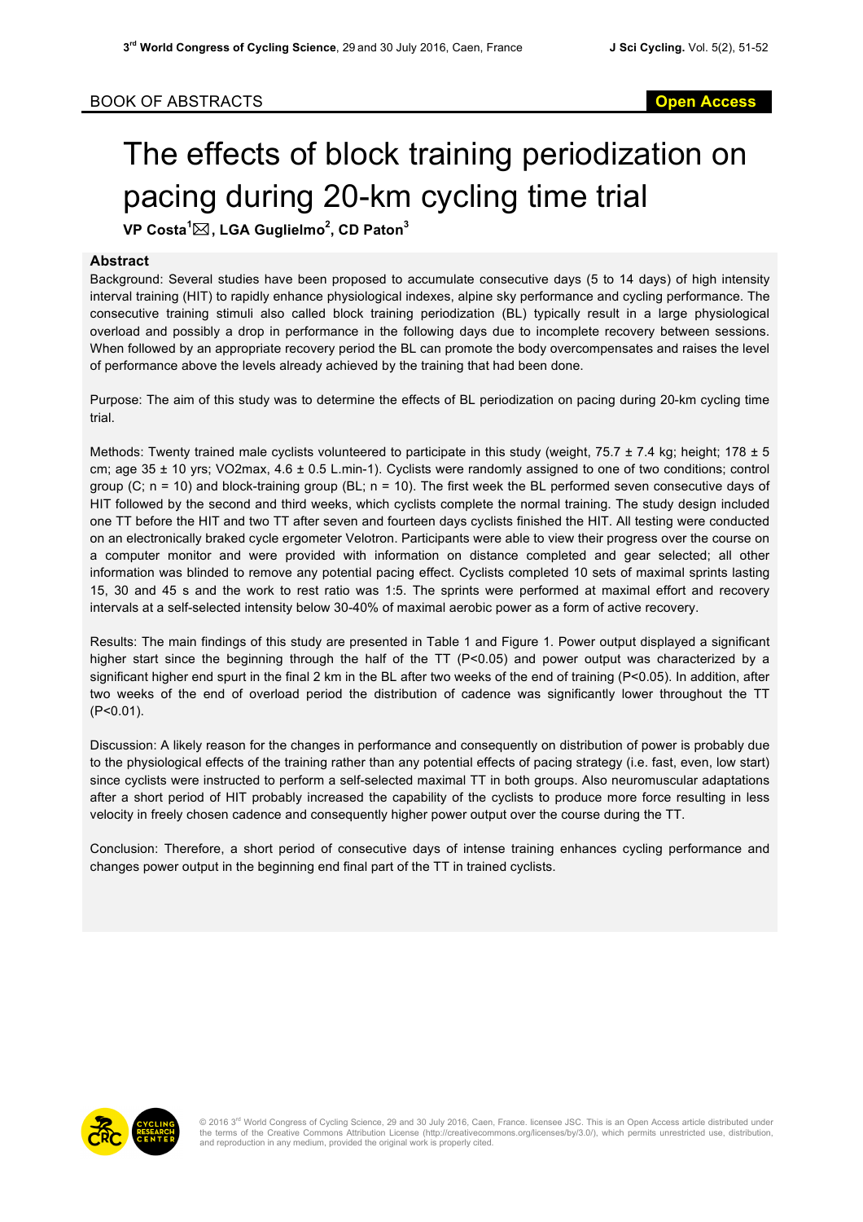BOOK OF ABSTRACTS

**Open Access**

# The effects of block training periodization on pacing during 20-km cycling time trial

**VP Costa[1]✉, LGA Guglielmo[2], CD Paton[3]**

## Abstract

Background: Several studies have been proposed to accumulate consecutive days (5 to 14 days) of high intensity interval training (HIT) to rapidly enhance physiological indexes, alpine sky performance and cycling performance. The consecutive training stimuli also called block training periodization (BL) typically result in a large physiological overload and possibly a drop in performance in the following days due to incomplete recovery between sessions. When followed by an appropriate recovery period the BL can promote the body overcompensates and raises the level of performance above the levels already achieved by the training that had been done.

Purpose: The aim of this study was to determine the effects of BL periodization on pacing during 20-km cycling time trial.

Methods: Twenty trained male cyclists volunteered to participate in this study (weight, 75.7 ± 7.4 kg; height; 178 ± 5 cm; age 35 ± 10 yrs; VO2max, 4.6 ± 0.5 L.min-1). Cyclists were randomly assigned to one of two conditions; control group (C; n = 10) and block-training group (BL; n = 10). The first week the BL performed seven consecutive days of HIT followed by the second and third weeks, which cyclists complete the normal training. The study design included one TT before the HIT and two TT after seven and fourteen days cyclists finished the HIT. All testing were conducted on an electronically braked cycle ergometer Velotron. Participants were able to view their progress over the course on a computer monitor and were provided with information on distance completed and gear selected; all other information was blinded to remove any potential pacing effect. Cyclists completed 10 sets of maximal sprints lasting 15, 30 and 45 s and the work to rest ratio was 1:5. The sprints were performed at maximal effort and recovery intervals at a self-selected intensity below 30-40% of maximal aerobic power as a form of active recovery.

Results: The main findings of this study are presented in Table 1 and Figure 1. Power output displayed a significant higher start since the beginning through the half of the TT ($P<0.05$) and power output was characterized by a significant higher end spurt in the final 2 km in the BL after two weeks of the end of training ($P<0.05$). In addition, after two weeks of the end of overload period the distribution of cadence was significantly lower throughout the TT ($P<0.01$).

Discussion: A likely reason for the changes in performance and consequently on distribution of power is probably due to the physiological effects of the training rather than any potential effects of pacing strategy (i.e. fast, even, low start) since cyclists were instructed to perform a self-selected maximal TT in both groups. Also neuromuscular adaptations after a short period of HIT probably increased the capability of the cyclists to produce more force resulting in less velocity in freely chosen cadence and consequently higher power output over the course during the TT.

Conclusion: Therefore, a short period of consecutive days of intense training enhances cycling performance and changes power output in the beginning end final part of the TT in trained cyclists.

© 2016 3rd World Congress of Cycling Science, 29 and 30 July 2016, Caen, France. licensee JSC. This is an Open Access article distributed under the terms of the Creative Commons Attribution License (http://creativecommons.org/licenses/by/3.0/), which permits unrestricted use, distribution, and reproduction in any medium, provided the original work is properly cited.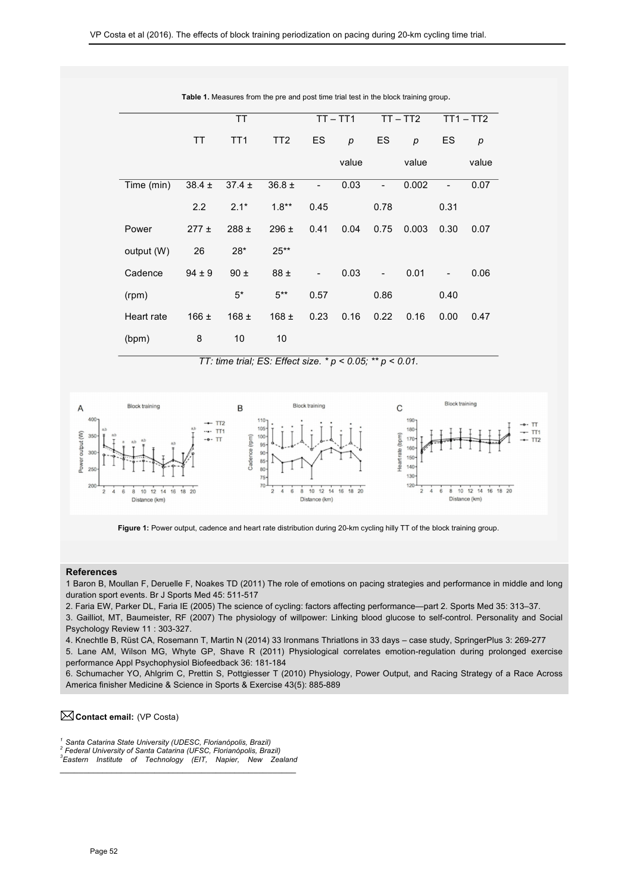**Table 1.** Measures from the pre and post time trial test in the block training group.

| | TT | | | TT – TT1 | | TT – TT2 | | TT1 – TT2 | |
|---|---|---|---|---|---|---|---|---|---|
| | TT | TT1 | TT2 | ES | $p$ value | ES | $p$ value | ES | $p$ value |
| Time (min) | 38.4 ± 2.2 | 37.4 ± 2.1* | 36.8 ± 1.8** | - 0.45 | 0.03 | - 0.78 | 0.002 | - 0.31 | 0.07 |
| Power output (W) | 277 ± 26 | 288 ± 28* | 296 ± 25** | 0.41 | 0.04 | 0.75 | 0.003 | 0.30 | 0.07 |
| Cadence (rpm) | 94 ± 9 | 90 ± 5* | 88 ± 5** | - 0.57 | 0.03 | - 0.86 | 0.01 | - 0.40 | 0.06 |
| Heart rate (bpm) | 166 ± 8 | 168 ± 10 | 168 ± 10 | 0.23 | 0.16 | 0.22 | 0.16 | 0.00 | 0.47 |

*TT: time trial; ES: Effect size. * $p < 0.05$; ** $p < 0.01$.*

A
Block training
Power output (W)
Distance (km)
TT2
TT1
TT

B
Block training
Cadence (rpm)
Distance (km)

C
Block training
Heart rate (bpm)
Distance (km)
TT
TT1
TT2

**Figure 1:** Power output, cadence and heart rate distribution during 20-km cycling hilly TT of the block training group.

**References**

1 Baron B, Moullan F, Deruelle F, Noakes TD (2011) The role of emotions on pacing strategies and performance in middle and long duration sport events. Br J Sports Med 45: 511-517

2. Faria EW, Parker DL, Faria IE (2005) The science of cycling: factors affecting performance—part 2. Sports Med 35: 313–37.

3. Gailliot, MT, Baumeister, RF (2007) The physiology of willpower: Linking blood glucose to self-control. Personality and Social Psychology Review 11 : 303-327.

4. Knechtle B, Rüst CA, Rosemann T, Martin N (2014) 33 Ironmans Thriatlons in 33 days – case study, SpringerPlus 3: 269-277

5. Lane AM, Wilson MG, Whyte GP, Shave R (2011) Physiological correlates emotion-regulation during prolonged exercise performance Appl Psychophysiol Biofeedback 36: 181-184

6. Schumacher YO, Ahlgrim C, Prettin S, Pottgiesser T (2010) Physiology, Power Output, and Racing Strategy of a Race Across America finisher Medicine & Science in Sports & Exercise 43(5): 885-889

**Contact email:** (VP Costa)

[1] Santa Catarina State University (UDESC, Florianópolis, Brazil)
[2] Federal University of Santa Catarina (UFSC, Florianópolis, Brazil)
[3] Eastern Institute of Technology (EIT, Napier, New Zealand